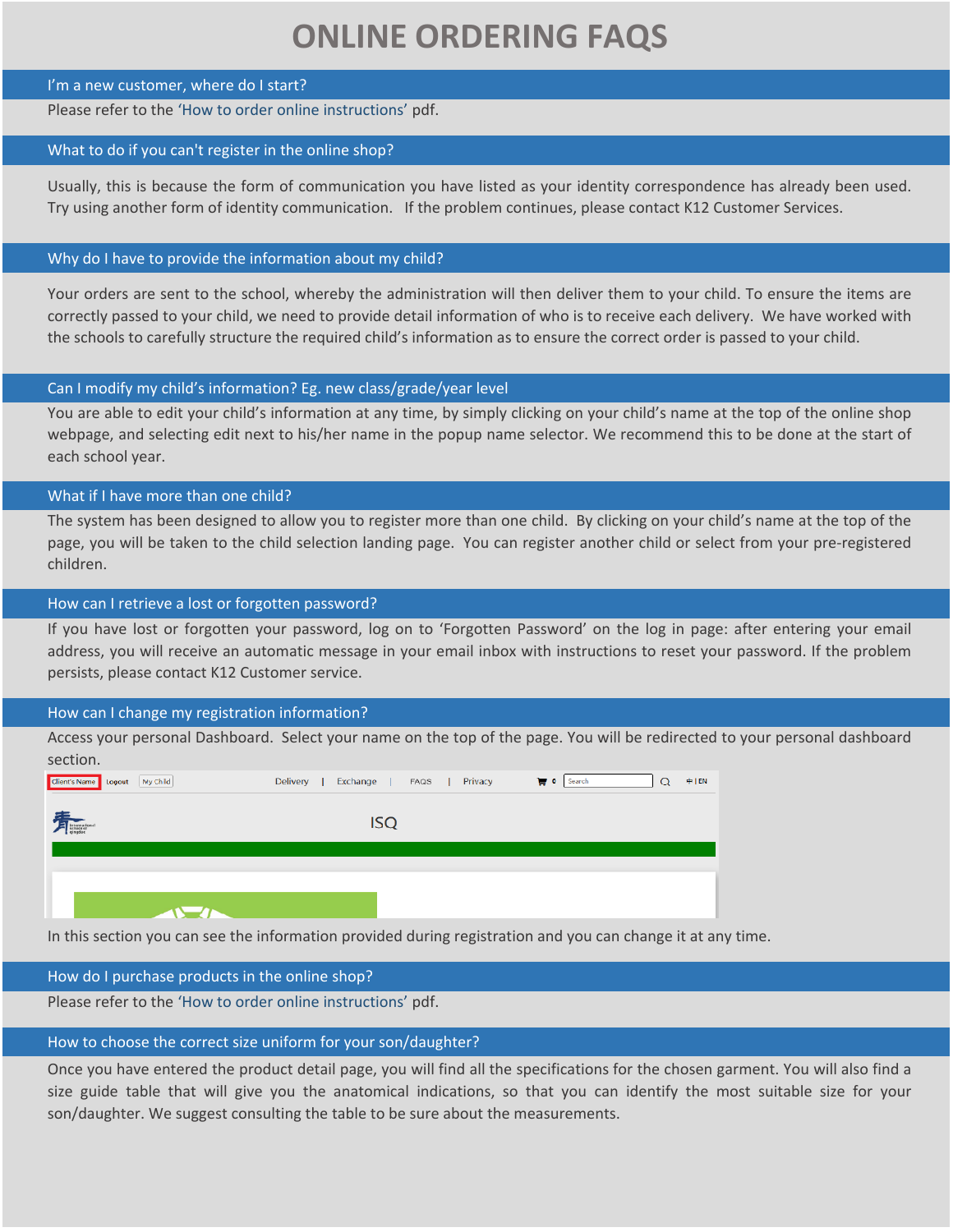# ONLINE ORDERING FAQS

## I'm a new customer, where do I start?

Please refer to the 'How to order online instructions' pdf.

## What to do if you can't register in the online shop?

Usually, this is because the form of communication you have listed as your identity correspondence has already been used. Try using another form of identity communication. If the problem continues, please contact K12 Customer Services.

## Why do I have to provide the information about my child?

Your orders are sent to the school, whereby the administration will then deliver them to your child. To ensure the items are correctly passed to your child, we need to provide detail information of who is to receive each delivery. We have worked with the schools to carefully structure the required child's information as to ensure the correct order is passed to your child.

## Can I modify my child's information? Eg. new class/grade/year level

You are able to edit your child's information at any time, by simply clicking on your child's name at the top of the online shop webpage, and selecting edit next to his/her name in the popup name selector. We recommend this to be done at the start of each school year.

## What if I have more than one child?

The system has been designed to allow you to register more than one child. By clicking on your child's name at the top of the page, you will be taken to the child selection landing page. You can register another child or select from your pre-registered children.

## How can I retrieve a lost or forgotten password?

If you have lost or forgotten your password, log on to 'Forgotten Password' on the log in page: after entering your email address, you will receive an automatic message in your email inbox with instructions to reset your password. If the problem persists, please contact K12 Customer service.

## How can I change my registration information?

Access your personal Dashboard. Select your name on the top of the page. You will be redirected to your personal dashboard section.

In this section you can see the information provided during registration and you can change it at any time.

## How do I purchase products in the online shop?

Please refer to the 'How to order online instructions' pdf.

## How to choose the correct size uniform for your son/daughter?

Once you have entered the product detail page, you will find all the specifications for the chosen garment. You will also find a size guide table that will give you the anatomical indications, so that you can identify the most suitable size for your son/daughter. We suggest consulting the table to be sure about the measurements.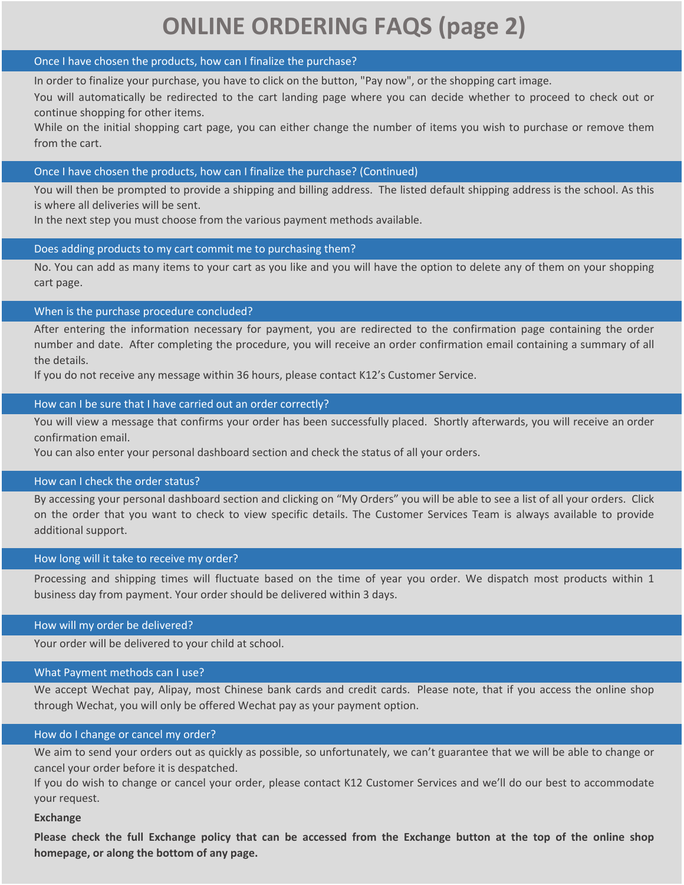# ONLINE ORDERING FAQS (page 2)

## Once I have chosen the products, how can I finalize the purchase?

In order to finalize your purchase, you have to click on the button, "Pay now", or the shopping cart image.

You will automatically be redirected to the cart landing page where you can decide whether to proceed to check out or continue shopping for other items.

While on the initial shopping cart page, you can either change the number of items you wish to purchase or remove them from the cart.

## Once I have chosen the products, how can I finalize the purchase? (Continued)

You will then be prompted to provide a shipping and billing address. The listed default shipping address is the school. As this is where all deliveries will be sent.

In the next step you must choose from the various payment methods available.

## Does adding products to my cart commit me to purchasing them?

No. You can add as many items to your cart as you like and you will have the option to delete any of them on your shopping cart page.

## When is the purchase procedure concluded?

After entering the information necessary for payment, you are redirected to the confirmation page containing the order number and date. After completing the procedure, you will receive an order confirmation email containing a summary of all the details.

If you do not receive any message within 36 hours, please contact K12's Customer Service.

## How can I be sure that I have carried out an order correctly?

You will view a message that confirms your order has been successfully placed. Shortly afterwards, you will receive an order confirmation email.

You can also enter your personal dashboard section and check the status of all your orders.

## How can I check the order status?

By accessing your personal dashboard section and clicking on "My Orders" you will be able to see a list of all your orders. Click on the order that you want to check to view specific details. The Customer Services Team is always available to provide additional support.

## How long will it take to receive my order?

Processing and shipping times will fluctuate based on the time of year you order. We dispatch most products within 1 business day from payment. Your order should be delivered within 3 days.

## How will my order be delivered?

Your order will be delivered to your child at school.

## What Payment methods can I use?

We accept Wechat pay, Alipay, most Chinese bank cards and credit cards. Please note, that if you access the online shop through Wechat, you will only be offered Wechat pay as your payment option.

## How do I change or cancel my order?

We aim to send your orders out as quickly as possible, so unfortunately, we can't guarantee that we will be able to change or cancel your order before it is despatched.

If you do wish to change or cancel your order, please contact K12 Customer Services and we'll do our best to accommodate your request.

**Exchange**

**Please check the full Exchange policy that can be accessed from the Exchange button at the top of the online shop homepage, or along the bottom of any page.**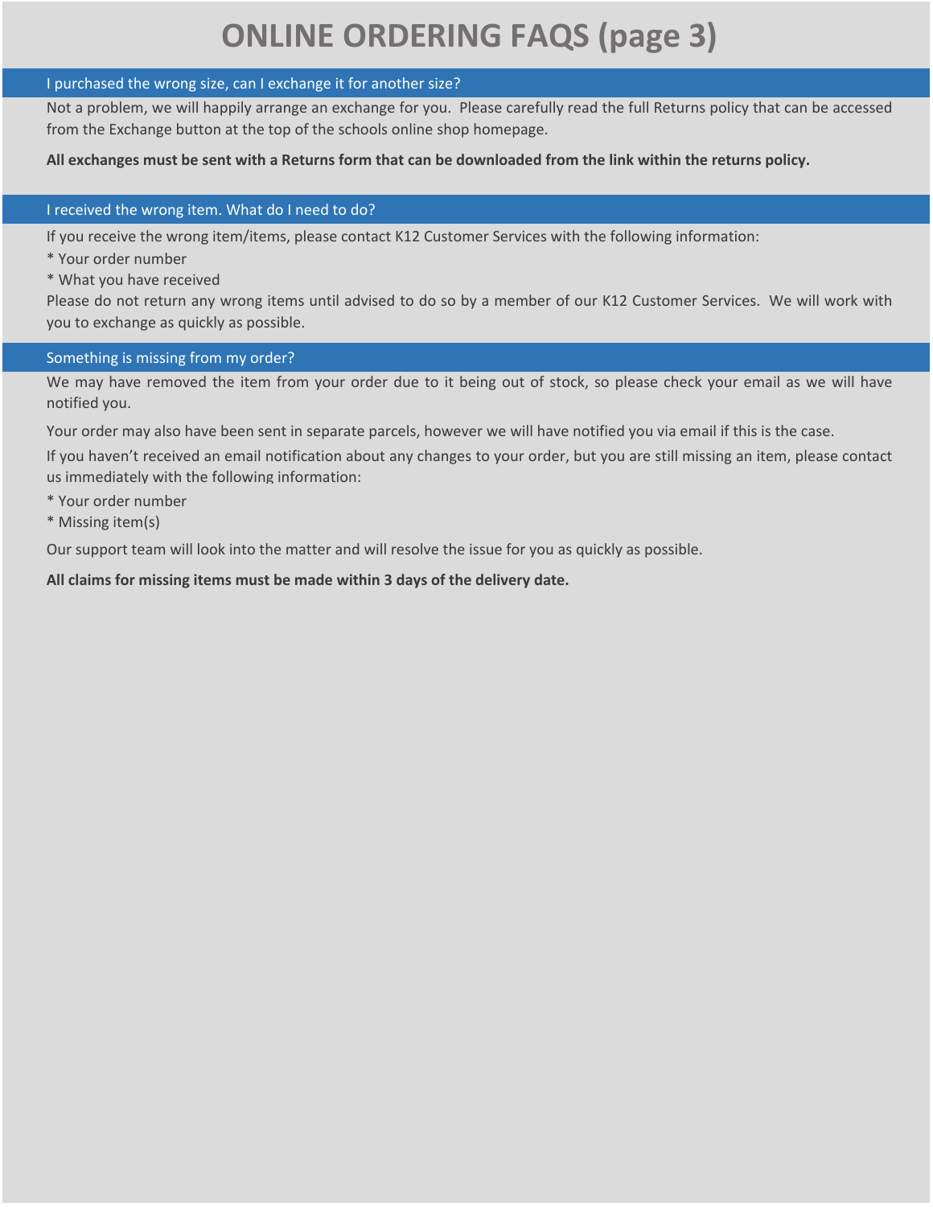# ONLINE ORDERING FAQS (page 3)

## I purchased the wrong size, can I exchange it for another size?

Not a problem, we will happily arrange an exchange for you. Please carefully read the full Returns policy that can be accessed from the Exchange button at the top of the schools online shop homepage.

**All exchanges must be sent with a Returns form that can be downloaded from the link within the returns policy.**

## I received the wrong item. What do I need to do?

If you receive the wrong item/items, please contact K12 Customer Services with the following information:

* Your order number
* What you have received

Please do not return any wrong items until advised to do so by a member of our K12 Customer Services. We will work with you to exchange as quickly as possible.

## Something is missing from my order?

We may have removed the item from your order due to it being out of stock, so please check your email as we will have notified you.

Your order may also have been sent in separate parcels, however we will have notified you via email if this is the case.

If you haven't received an email notification about any changes to your order, but you are still missing an item, please contact us immediately with the following information:

* Your order number
* Missing item(s)

Our support team will look into the matter and will resolve the issue for you as quickly as possible.

**All claims for missing items must be made within 3 days of the delivery date.**